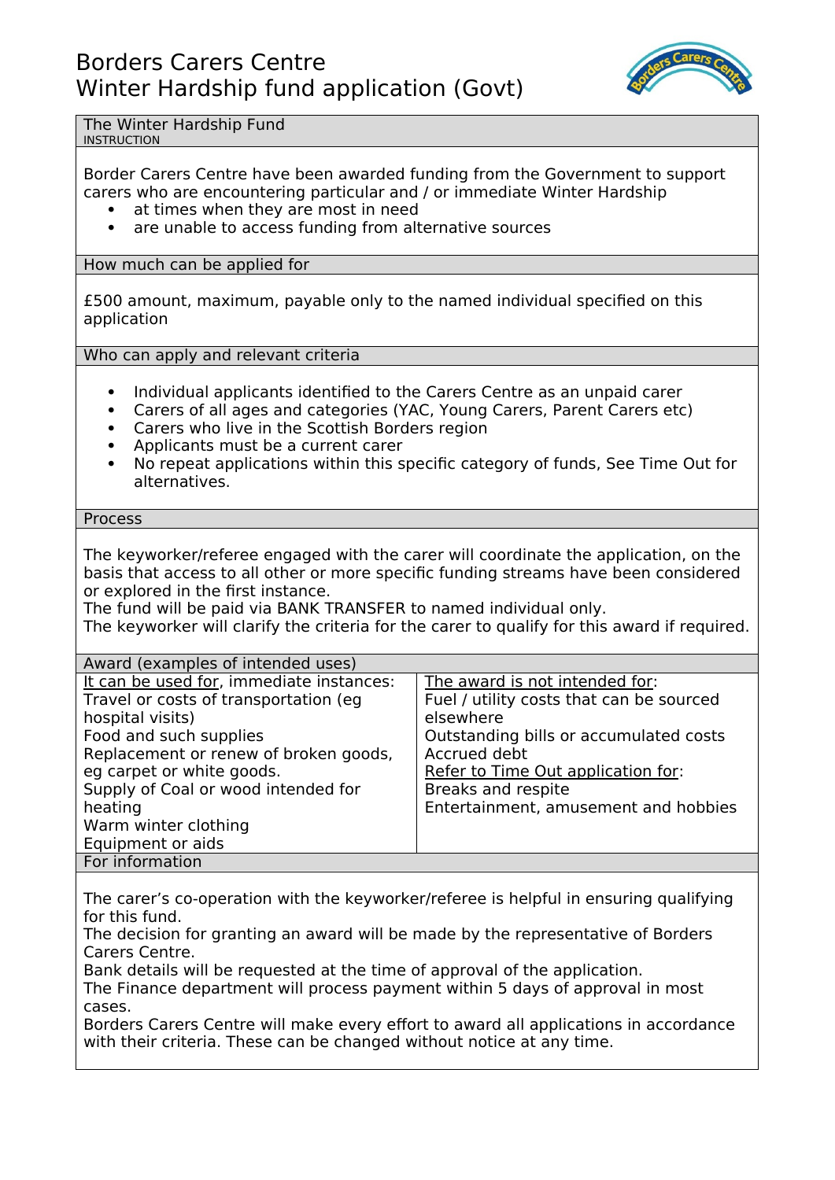# Borders Carers Centre
# Winter Hardship fund application (Govt)

## The Winter Hardship Fund

INSTRUCTION

Border Carers Centre have been awarded funding from the Government to support carers who are encountering particular and / or immediate Winter Hardship

- at times when they are most in need
- are unable to access funding from alternative sources

## How much can be applied for

£500 amount, maximum, payable only to the named individual specified on this application

## Who can apply and relevant criteria

- Individual applicants identified to the Carers Centre as an unpaid carer
- Carers of all ages and categories (YAC, Young Carers, Parent Carers etc)
- Carers who live in the Scottish Borders region
- Applicants must be a current carer
- No repeat applications within this specific category of funds, See Time Out for alternatives.

## Process

The keyworker/referee engaged with the carer will coordinate the application, on the basis that access to all other or more specific funding streams have been considered or explored in the first instance.
The fund will be paid via BANK TRANSFER to named individual only.
The keyworker will clarify the criteria for the carer to qualify for this award if required.

## Award (examples of intended uses)

| It can be used for, immediate instances: | The award is not intended for: |
|---|---|
| Travel or costs of transportation (eg hospital visits)<br>Food and such supplies<br>Replacement or renew of broken goods, eg carpet or white goods.<br>Supply of Coal or wood intended for heating<br>Warm winter clothing<br>Equipment or aids | Fuel / utility costs that can be sourced elsewhere<br>Outstanding bills or accumulated costs<br>Accrued debt<br>Refer to Time Out application for:<br>Breaks and respite<br>Entertainment, amusement and hobbies |

## For information

The carer's co-operation with the keyworker/referee is helpful in ensuring qualifying for this fund.
The decision for granting an award will be made by the representative of Borders Carers Centre.
Bank details will be requested at the time of approval of the application.
The Finance department will process payment within 5 days of approval in most cases.
Borders Carers Centre will make every effort to award all applications in accordance with their criteria. These can be changed without notice at any time.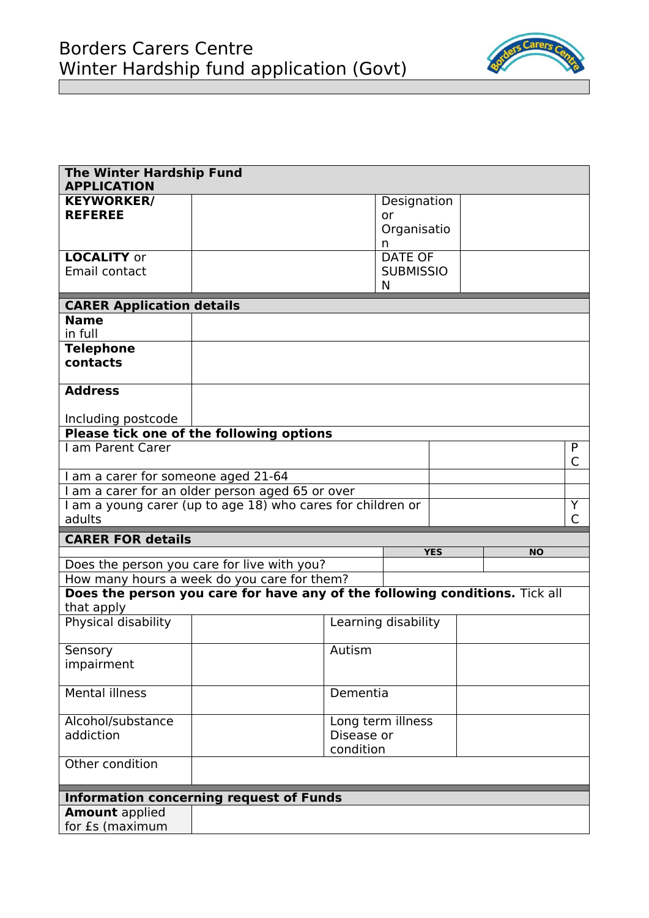# Borders Carers Centre
## Winter Hardship fund application (Govt)

| **The Winter Hardship Fund APPLICATION** | | | |
|---|---|---|---|
| **KEYWORKER/ REFEREE** | | Designation or Organisation | |
| **LOCALITY** or Email contact | | DATE OF SUBMISSION | |

| **CARER Application details** | |
|---|---|
| **Name** in full | |
| **Telephone contacts** | |
| **Address** Including postcode | |

| **Please tick one of the following options** | | |
|---|---|---|
| I am Parent Carer | | PC |
| I am a carer for someone aged 21-64 | | |
| I am a carer for an older person aged 65 or over | | |
| I am a young carer (up to age 18) who cares for children or adults | | YC |

| **CARER FOR details** | **YES** | **NO** |
|---|---|---|
| Does the person you care for live with you? | | |
| How many hours a week do you care for them? | | |

| **Does the person you care for have any of the following conditions.** Tick all that apply | | | |
|---|---|---|---|
| Physical disability | | Learning disability | |
| Sensory impairment | | Autism | |
| Mental illness | | Dementia | |
| Alcohol/substance addiction | | Long term illness Disease or condition | |
| Other condition | | | |

| **Information concerning request of Funds** | |
|---|---|
| **Amount** applied for £s (maximum | |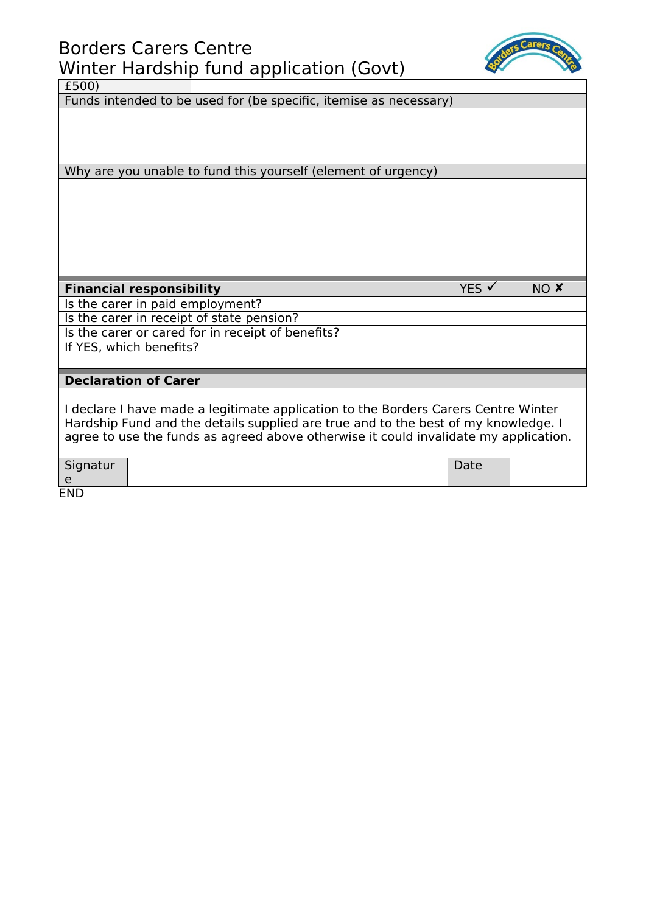# Borders Carers Centre
## Winter Hardship fund application (Govt)

| | |
|---|---|
| £500) | |

| |
|---|
| Funds intended to be used for (be specific, itemise as necessary) |
| |
| Why are you unable to fund this yourself (element of urgency) |
| |

| **Financial responsibility** | YES ✓ | NO ✘ |
|---|---|---|
| Is the carer in paid employment? | | |
| Is the carer in receipt of state pension? | | |
| Is the carer or cared for in receipt of benefits? | | |
| If YES, which benefits? | | |

**Declaration of Carer**

I declare I have made a legitimate application to the Borders Carers Centre Winter Hardship Fund and the details supplied are true and to the best of my knowledge. I agree to use the funds as agreed above otherwise it could invalidate my application.

| | | | |
|---|---|---|---|
| Signature | | Date | |

END